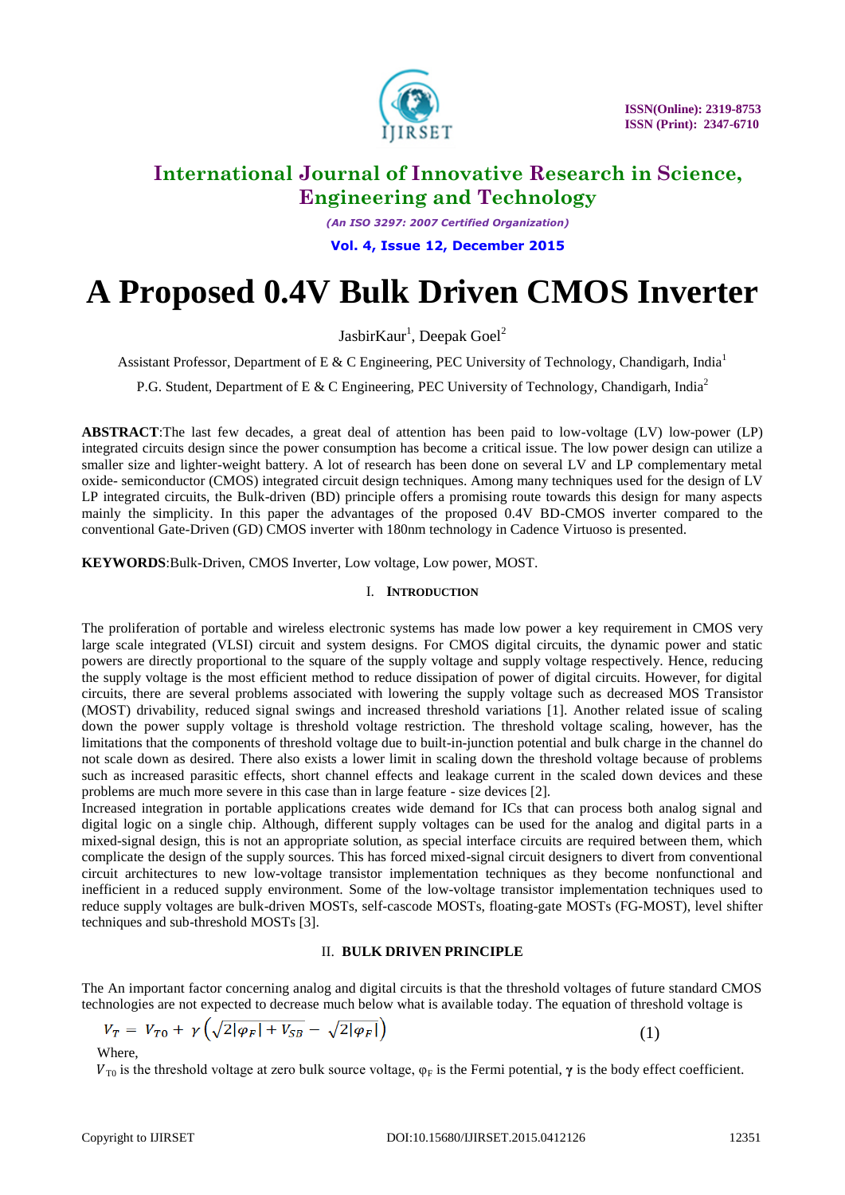# A Proposed 0.4V Bulk Driven CMOS Inverter

JasbirKaur[1], Deepak Goel[2]

Assistant Professor, Department of E & C Engineering, PEC University of Technology, Chandigarh, India[1]

P.G. Student, Department of E & C Engineering, PEC University of Technology, Chandigarh, India[2]

**ABSTRACT**:The last few decades, a great deal of attention has been paid to low-voltage (LV) low-power (LP) integrated circuits design since the power consumption has become a critical issue. The low power design can utilize a smaller size and lighter-weight battery. A lot of research has been done on several LV and LP complementary metal oxide- semiconductor (CMOS) integrated circuit design techniques. Among many techniques used for the design of LV LP integrated circuits, the Bulk-driven (BD) principle offers a promising route towards this design for many aspects mainly the simplicity. In this paper the advantages of the proposed 0.4V BD-CMOS inverter compared to the conventional Gate-Driven (GD) CMOS inverter with 180nm technology in Cadence Virtuoso is presented.

**KEYWORDS**:Bulk-Driven, CMOS Inverter, Low voltage, Low power, MOST.

## I. INTRODUCTION

The proliferation of portable and wireless electronic systems has made low power a key requirement in CMOS very large scale integrated (VLSI) circuit and system designs. For CMOS digital circuits, the dynamic power and static powers are directly proportional to the square of the supply voltage and supply voltage respectively. Hence, reducing the supply voltage is the most efficient method to reduce dissipation of power of digital circuits. However, for digital circuits, there are several problems associated with lowering the supply voltage such as decreased MOS Transistor (MOST) drivability, reduced signal swings and increased threshold variations [1]. Another related issue of scaling down the power supply voltage is threshold voltage restriction. The threshold voltage scaling, however, has the limitations that the components of threshold voltage due to built-in-junction potential and bulk charge in the channel do not scale down as desired. There also exists a lower limit in scaling down the threshold voltage because of problems such as increased parasitic effects, short channel effects and leakage current in the scaled down devices and these problems are much more severe in this case than in large feature - size devices [2].

Increased integration in portable applications creates wide demand for ICs that can process both analog signal and digital logic on a single chip. Although, different supply voltages can be used for the analog and digital parts in a mixed-signal design, this is not an appropriate solution, as special interface circuits are required between them, which complicate the design of the supply sources. This has forced mixed-signal circuit designers to divert from conventional circuit architectures to new low-voltage transistor implementation techniques as they become nonfunctional and inefficient in a reduced supply environment. Some of the low-voltage transistor implementation techniques used to reduce supply voltages are bulk-driven MOSTs, self-cascode MOSTs, floating-gate MOSTs (FG-MOST), level shifter techniques and sub-threshold MOSTs [3].

## II. BULK DRIVEN PRINCIPLE

The An important factor concerning analog and digital circuits is that the threshold voltages of future standard CMOS technologies are not expected to decrease much below what is available today. The equation of threshold voltage is

$$V_T = V_{T0} + \gamma\left(\sqrt{2|\varphi_F| + V_{SB}} - \sqrt{2|\varphi_F|}\right) \quad (1)$$

Where,

$V_{T0}$ is the threshold voltage at zero bulk source voltage, $\varphi_F$ is the Fermi potential, $\gamma$ is the body effect coefficient.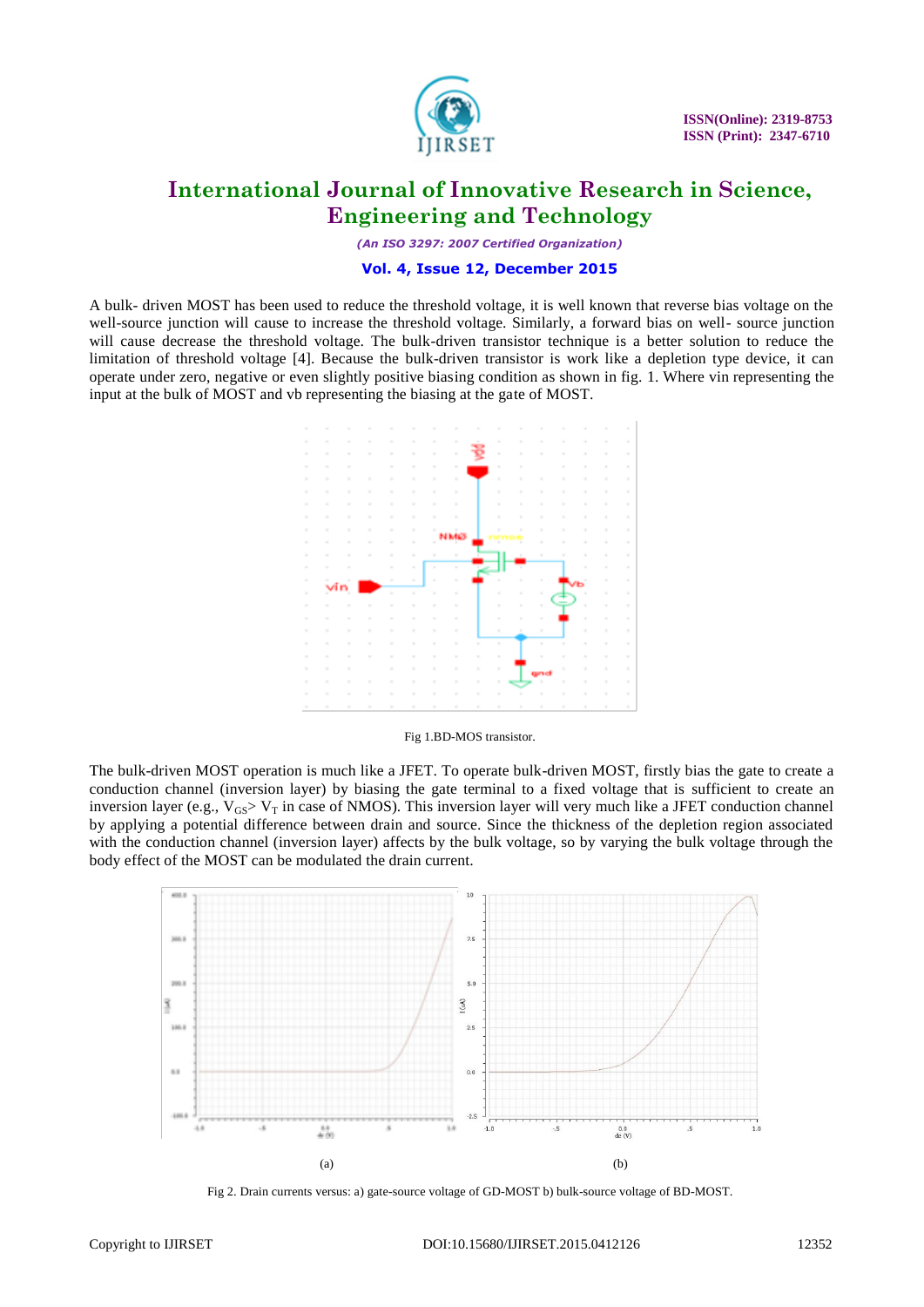A bulk- driven MOST has been used to reduce the threshold voltage, it is well known that reverse bias voltage on the well-source junction will cause to increase the threshold voltage. Similarly, a forward bias on well- source junction will cause decrease the threshold voltage. The bulk-driven transistor technique is a better solution to reduce the limitation of threshold voltage [4]. Because the bulk-driven transistor is work like a depletion type device, it can operate under zero, negative or even slightly positive biasing condition as shown in fig. 1. Where vin representing the input at the bulk of MOST and vb representing the biasing at the gate of MOST.

Fig 1.BD-MOS transistor.

The bulk-driven MOST operation is much like a JFET. To operate bulk-driven MOST, firstly bias the gate to create a conduction channel (inversion layer) by biasing the gate terminal to a fixed voltage that is sufficient to create an inversion layer (e.g., $V_{GS} > V_T$ in case of NMOS). This inversion layer will very much like a JFET conduction channel by applying a potential difference between drain and source. Since the thickness of the depletion region associated with the conduction channel (inversion layer) affects by the bulk voltage, so by varying the bulk voltage through the body effect of the MOST can be modulated the drain current.

(a) (b)

Fig 2. Drain currents versus: a) gate-source voltage of GD-MOST b) bulk-source voltage of BD-MOST.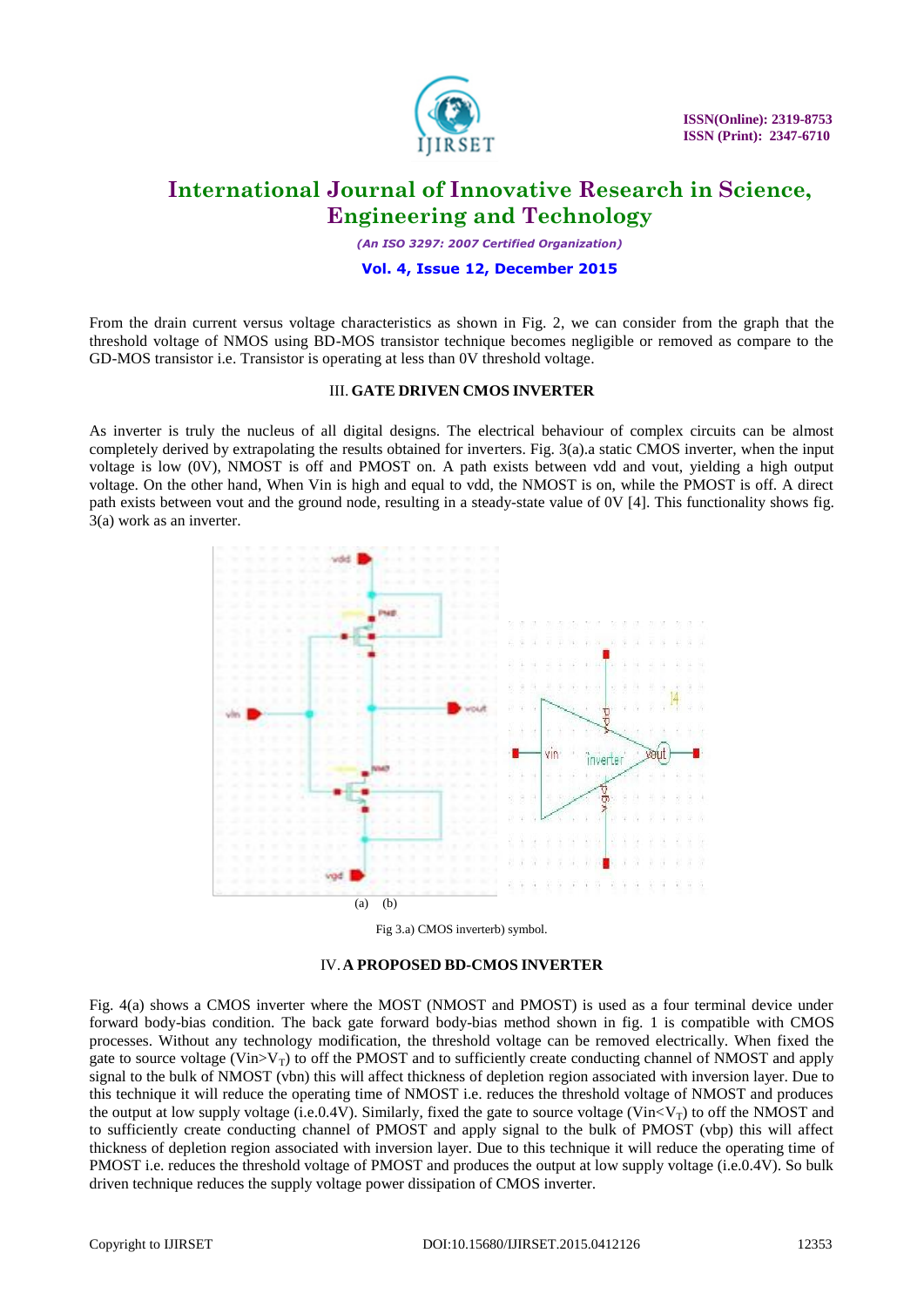From the drain current versus voltage characteristics as shown in Fig. 2, we can consider from the graph that the threshold voltage of NMOS using BD-MOS transistor technique becomes negligible or removed as compare to the GD-MOS transistor i.e. Transistor is operating at less than 0V threshold voltage.

### III. GATE DRIVEN CMOS INVERTER

As inverter is truly the nucleus of all digital designs. The electrical behaviour of complex circuits can be almost completely derived by extrapolating the results obtained for inverters. Fig. 3(a).a static CMOS inverter, when the input voltage is low (0V), NMOST is off and PMOST on. A path exists between vdd and vout, yielding a high output voltage. On the other hand, When Vin is high and equal to vdd, the NMOST is on, while the PMOST is off. A direct path exists between vout and the ground node, resulting in a steady-state value of 0V [4]. This functionality shows fig. 3(a) work as an inverter.

(a) (b)

Fig 3.a) CMOS inverterb) symbol.

### IV. A PROPOSED BD-CMOS INVERTER

Fig. 4(a) shows a CMOS inverter where the MOST (NMOST and PMOST) is used as a four terminal device under forward body-bias condition. The back gate forward body-bias method shown in fig. 1 is compatible with CMOS processes. Without any technology modification, the threshold voltage can be removed electrically. When fixed the gate to source voltage ($Vin>V_T$) to off the PMOST and to sufficiently create conducting channel of NMOST and apply signal to the bulk of NMOST (vbn) this will affect thickness of depletion region associated with inversion layer. Due to this technique it will reduce the operating time of NMOST i.e. reduces the threshold voltage of NMOST and produces the output at low supply voltage (i.e.0.4V). Similarly, fixed the gate to source voltage ($Vin<V_T$) to off the NMOST and to sufficiently create conducting channel of PMOST and apply signal to the bulk of PMOST (vbp) this will affect thickness of depletion region associated with inversion layer. Due to this technique it will reduce the operating time of PMOST i.e. reduces the threshold voltage of PMOST and produces the output at low supply voltage (i.e.0.4V). So bulk driven technique reduces the supply voltage power dissipation of CMOS inverter.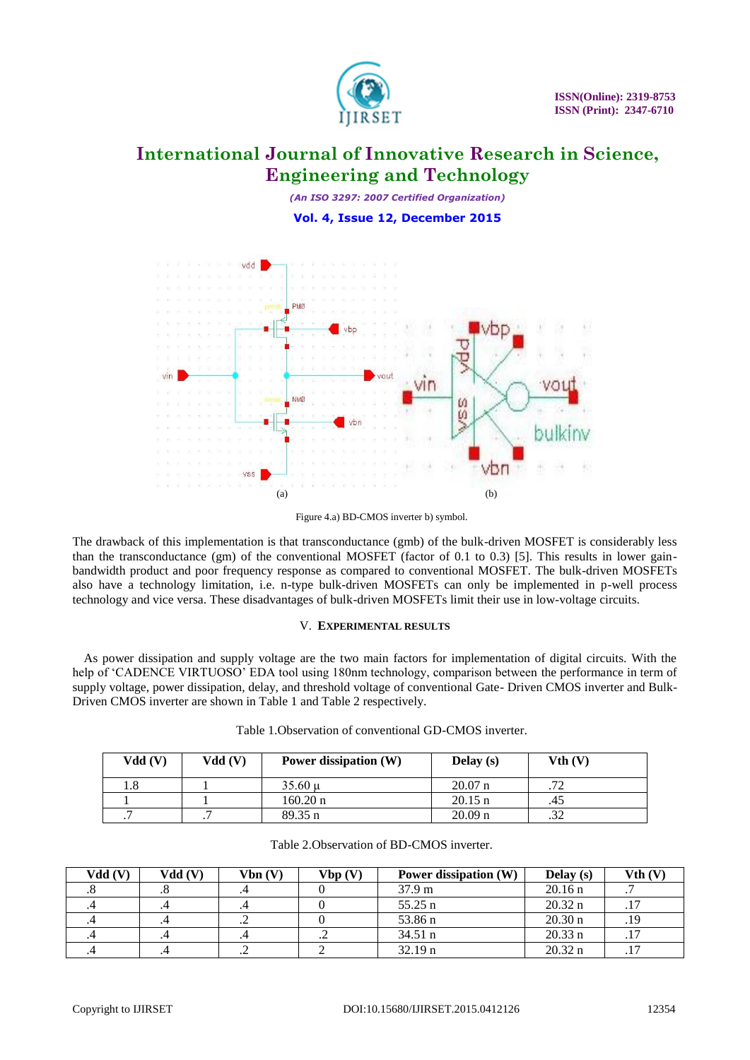Figure 4.a) BD-CMOS inverter b) symbol.

The drawback of this implementation is that transconductance (gmb) of the bulk-driven MOSFET is considerably less than the transconductance (gm) of the conventional MOSFET (factor of 0.1 to 0.3) [5]. This results in lower gain-bandwidth product and poor frequency response as compared to conventional MOSFET. The bulk-driven MOSFETs also have a technology limitation, i.e. n-type bulk-driven MOSFETs can only be implemented in p-well process technology and vice versa. These disadvantages of bulk-driven MOSFETs limit their use in low-voltage circuits.

## V. EXPERIMENTAL RESULTS

As power dissipation and supply voltage are the two main factors for implementation of digital circuits. With the help of 'CADENCE VIRTUOSO' EDA tool using 180nm technology, comparison between the performance in term of supply voltage, power dissipation, delay, and threshold voltage of conventional Gate- Driven CMOS inverter and Bulk-Driven CMOS inverter are shown in Table 1 and Table 2 respectively.

Table 1.Observation of conventional GD-CMOS inverter.

| Vdd (V) | Vdd (V) | Power dissipation (W) | Delay (s) | Vth (V) |
|---|---|---|---|---|
| 1.8 | 1 | 35.60 µ | 20.07 n | .72 |
| 1 | 1 | 160.20 n | 20.15 n | .45 |
| .7 | .7 | 89.35 n | 20.09 n | .32 |

Table 2.Observation of BD-CMOS inverter.

| Vdd (V) | Vdd (V) | Vbn (V) | Vbp (V) | Power dissipation (W) | Delay (s) | Vth (V) |
|---|---|---|---|---|---|---|
| .8 | .8 | .4 | 0 | 37.9 m | 20.16 n | .7 |
| .4 | .4 | .4 | 0 | 55.25 n | 20.32 n | .17 |
| .4 | .4 | .2 | 0 | 53.86 n | 20.30 n | .19 |
| .4 | .4 | .4 | .2 | 34.51 n | 20.33 n | .17 |
| .4 | .4 | .2 | 2 | 32.19 n | 20.32 n | .17 |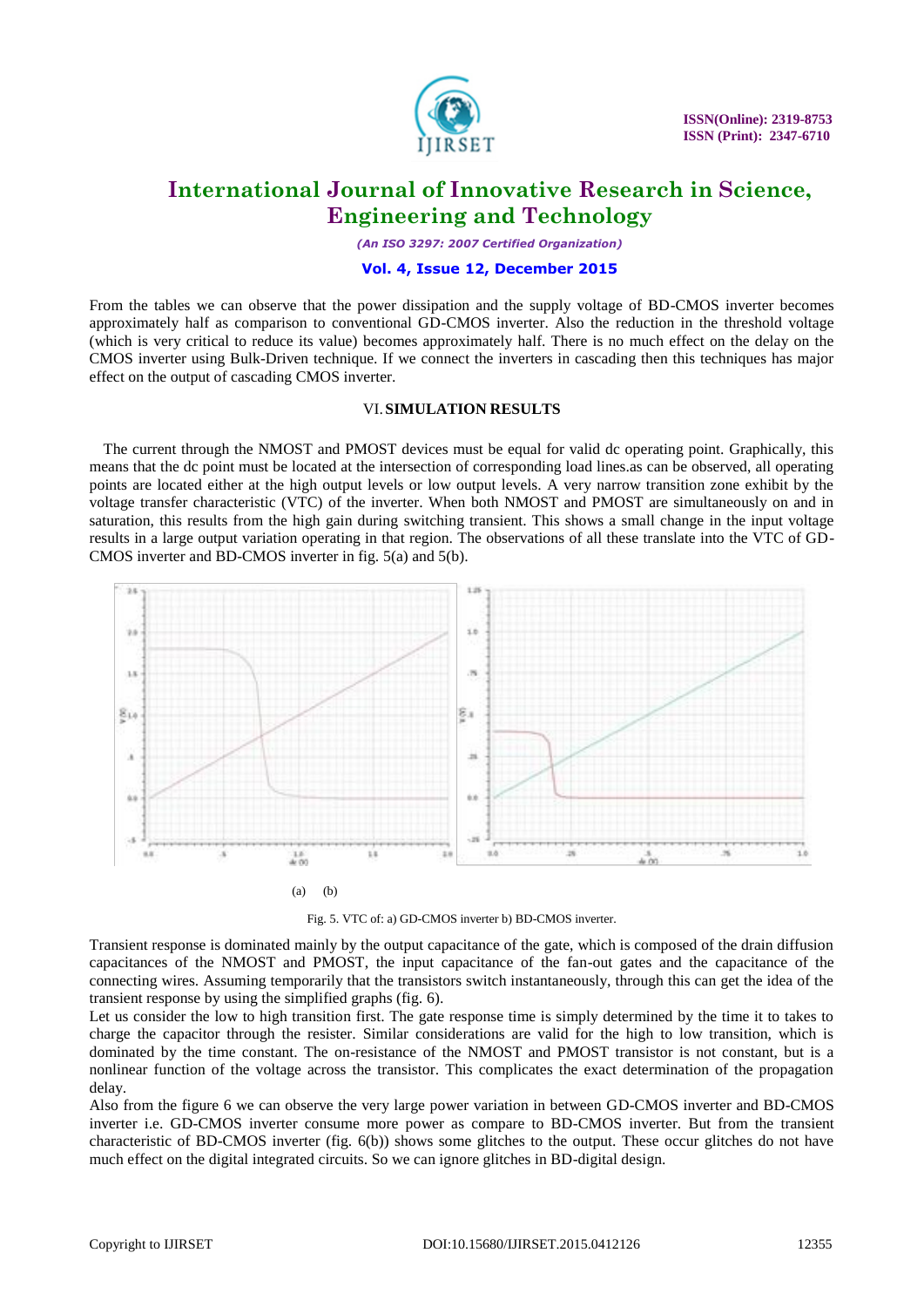From the tables we can observe that the power dissipation and the supply voltage of BD-CMOS inverter becomes approximately half as comparison to conventional GD-CMOS inverter. Also the reduction in the threshold voltage (which is very critical to reduce its value) becomes approximately half. There is no much effect on the delay on the CMOS inverter using Bulk-Driven technique. If we connect the inverters in cascading then this techniques has major effect on the output of cascading CMOS inverter.

## VI. SIMULATION RESULTS

The current through the NMOST and PMOST devices must be equal for valid dc operating point. Graphically, this means that the dc point must be located at the intersection of corresponding load lines.as can be observed, all operating points are located either at the high output levels or low output levels. A very narrow transition zone exhibit by the voltage transfer characteristic (VTC) of the inverter. When both NMOST and PMOST are simultaneously on and in saturation, this results from the high gain during switching transient. This shows a small change in the input voltage results in a large output variation operating in that region. The observations of all these translate into the VTC of GD-CMOS inverter and BD-CMOS inverter in fig. 5(a) and 5(b).

(a) (b)

Fig. 5. VTC of: a) GD-CMOS inverter b) BD-CMOS inverter.

Transient response is dominated mainly by the output capacitance of the gate, which is composed of the drain diffusion capacitances of the NMOST and PMOST, the input capacitance of the fan-out gates and the capacitance of the connecting wires. Assuming temporarily that the transistors switch instantaneously, through this can get the idea of the transient response by using the simplified graphs (fig. 6).

Let us consider the low to high transition first. The gate response time is simply determined by the time it to takes to charge the capacitor through the resister. Similar considerations are valid for the high to low transition, which is dominated by the time constant. The on-resistance of the NMOST and PMOST transistor is not constant, but is a nonlinear function of the voltage across the transistor. This complicates the exact determination of the propagation delay.

Also from the figure 6 we can observe the very large power variation in between GD-CMOS inverter and BD-CMOS inverter i.e. GD-CMOS inverter consume more power as compare to BD-CMOS inverter. But from the transient characteristic of BD-CMOS inverter (fig. 6(b)) shows some glitches to the output. These occur glitches do not have much effect on the digital integrated circuits. So we can ignore glitches in BD-digital design.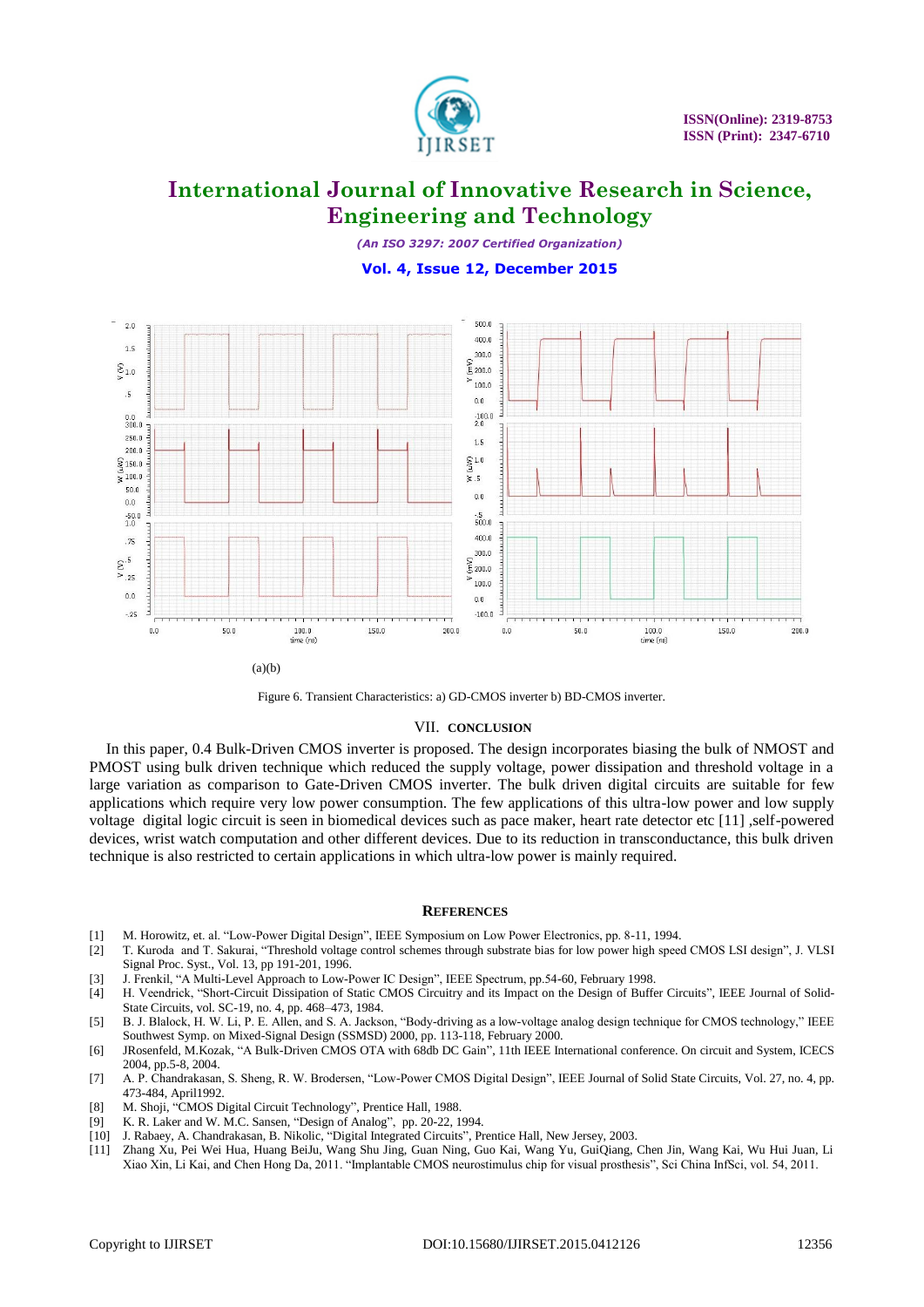2.0
1.5
V (V) 1.0
.5
0.0
300.0
250.0
200.0
W (uW) 150.0
100.0
50.0
0.0
-50.0
1.0
.75
V (V) .5
.25
0.0
-.25
0.0
50.0
100.0
time (ns)
150.0
200.0

500.0
400.0
V (mV) 300.0
200.0
100.0
0.0
-100.0
2.0
1.5
W (uW) 1.0
.5
0.0
-.5
500.0
400.0
V (mV) 300.0
200.0
100.0
0.0
-100.0
0.0
50.0
100.0
time (ns)
150.0
200.0

(a)(b)

Figure 6. Transient Characteristics: a) GD-CMOS inverter b) BD-CMOS inverter.

## VII. CONCLUSION

In this paper, 0.4 Bulk-Driven CMOS inverter is proposed. The design incorporates biasing the bulk of NMOST and PMOST using bulk driven technique which reduced the supply voltage, power dissipation and threshold voltage in a large variation as comparison to Gate-Driven CMOS inverter. The bulk driven digital circuits are suitable for few applications which require very low power consumption. The few applications of this ultra-low power and low supply voltage digital logic circuit is seen in biomedical devices such as pace maker, heart rate detector etc [11] ,self-powered devices, wrist watch computation and other different devices. Due to its reduction in transconductance, this bulk driven technique is also restricted to certain applications in which ultra-low power is mainly required.

## REFERENCES

[1] M. Horowitz, et. al. "Low-Power Digital Design", IEEE Symposium on Low Power Electronics, pp. 8-11, 1994.

[2] T. Kuroda and T. Sakurai, "Threshold voltage control schemes through substrate bias for low power high speed CMOS LSI design", J. VLSI Signal Proc. Syst., Vol. 13, pp 191-201, 1996.

[3] J. Frenkil, "A Multi-Level Approach to Low-Power IC Design", IEEE Spectrum, pp.54-60, February 1998.

[4] H. Veendrick, "Short-Circuit Dissipation of Static CMOS Circuitry and its Impact on the Design of Buffer Circuits", IEEE Journal of Solid-State Circuits, vol. SC-19, no. 4, pp. 468–473, 1984.

[5] B. J. Blalock, H. W. Li, P. E. Allen, and S. A. Jackson, "Body-driving as a low-voltage analog design technique for CMOS technology," IEEE Southwest Symp. on Mixed-Signal Design (SSMSD) 2000, pp. 113-118, February 2000.

[6] JRosenfeld, M.Kozak, "A Bulk-Driven CMOS OTA with 68db DC Gain", 11th IEEE International conference. On circuit and System, ICECS 2004, pp.5-8, 2004.

[7] A. P. Chandrakasan, S. Sheng, R. W. Brodersen, "Low-Power CMOS Digital Design", IEEE Journal of Solid State Circuits, Vol. 27, no. 4, pp. 473-484, April1992.

[8] M. Shoji, "CMOS Digital Circuit Technology", Prentice Hall, 1988.

[9] K. R. Laker and W. M.C. Sansen, "Design of Analog", pp. 20-22, 1994.

[10] J. Rabaey, A. Chandrakasan, B. Nikolic, "Digital Integrated Circuits", Prentice Hall, New Jersey, 2003.

[11] Zhang Xu, Pei Wei Hua, Huang BeiJu, Wang Shu Jing, Guan Ning, Guo Kai, Wang Yu, GuiQiang, Chen Jin, Wang Kai, Wu Hui Juan, Li Xiao Xin, Li Kai, and Chen Hong Da, 2011. "Implantable CMOS neurostimulus chip for visual prosthesis", Sci China InfSci, vol. 54, 2011.